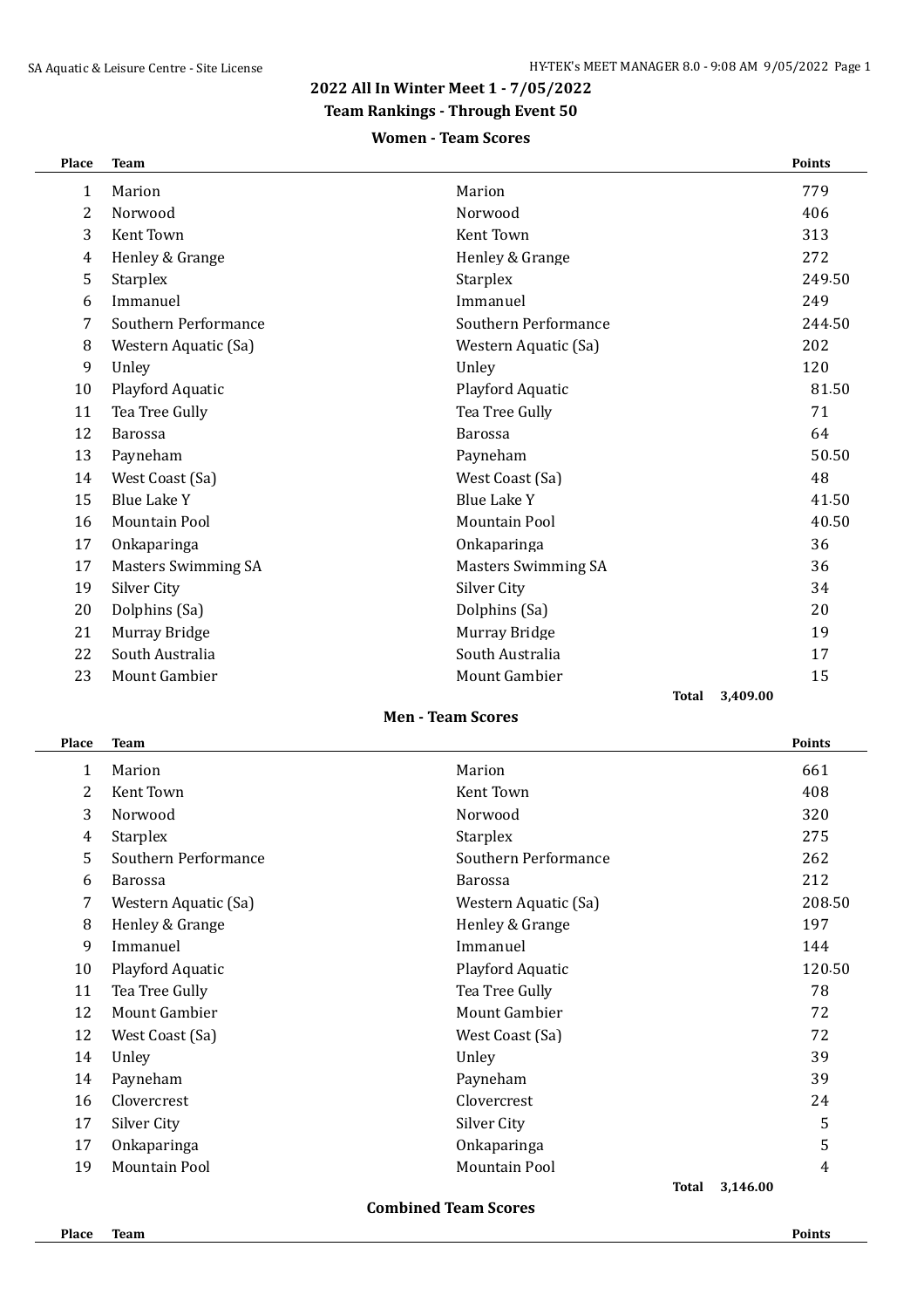## 2022 All In Winter Meet 1 - 7/05/2022

### Team Rankings - Through Event 50

#### Women - Team Scores

| Place | Team | | Points |
|---|---|---|---|
| 1 | Marion | Marion | 779 |
| 2 | Norwood | Norwood | 406 |
| 3 | Kent Town | Kent Town | 313 |
| 4 | Henley & Grange | Henley & Grange | 272 |
| 5 | Starplex | Starplex | 249.50 |
| 6 | Immanuel | Immanuel | 249 |
| 7 | Southern Performance | Southern Performance | 244.50 |
| 8 | Western Aquatic (Sa) | Western Aquatic (Sa) | 202 |
| 9 | Unley | Unley | 120 |
| 10 | Playford Aquatic | Playford Aquatic | 81.50 |
| 11 | Tea Tree Gully | Tea Tree Gully | 71 |
| 12 | Barossa | Barossa | 64 |
| 13 | Payneham | Payneham | 50.50 |
| 14 | West Coast (Sa) | West Coast (Sa) | 48 |
| 15 | Blue Lake Y | Blue Lake Y | 41.50 |
| 16 | Mountain Pool | Mountain Pool | 40.50 |
| 17 | Onkaparinga | Onkaparinga | 36 |
| 17 | Masters Swimming SA | Masters Swimming SA | 36 |
| 19 | Silver City | Silver City | 34 |
| 20 | Dolphins (Sa) | Dolphins (Sa) | 20 |
| 21 | Murray Bridge | Murray Bridge | 19 |
| 22 | South Australia | South Australia | 17 |
| 23 | Mount Gambier | Mount Gambier | 15 |
| | | **Total** | **3,409.00** |

#### Men - Team Scores

| Place | Team | | Points |
|---|---|---|---|
| 1 | Marion | Marion | 661 |
| 2 | Kent Town | Kent Town | 408 |
| 3 | Norwood | Norwood | 320 |
| 4 | Starplex | Starplex | 275 |
| 5 | Southern Performance | Southern Performance | 262 |
| 6 | Barossa | Barossa | 212 |
| 7 | Western Aquatic (Sa) | Western Aquatic (Sa) | 208.50 |
| 8 | Henley & Grange | Henley & Grange | 197 |
| 9 | Immanuel | Immanuel | 144 |
| 10 | Playford Aquatic | Playford Aquatic | 120.50 |
| 11 | Tea Tree Gully | Tea Tree Gully | 78 |
| 12 | Mount Gambier | Mount Gambier | 72 |
| 12 | West Coast (Sa) | West Coast (Sa) | 72 |
| 14 | Unley | Unley | 39 |
| 14 | Payneham | Payneham | 39 |
| 16 | Clovercrest | Clovercrest | 24 |
| 17 | Silver City | Silver City | 5 |
| 17 | Onkaparinga | Onkaparinga | 5 |
| 19 | Mountain Pool | Mountain Pool | 4 |
| | | **Total** | **3,146.00** |

#### Combined Team Scores

| Place | Team | Points |
|---|---|---|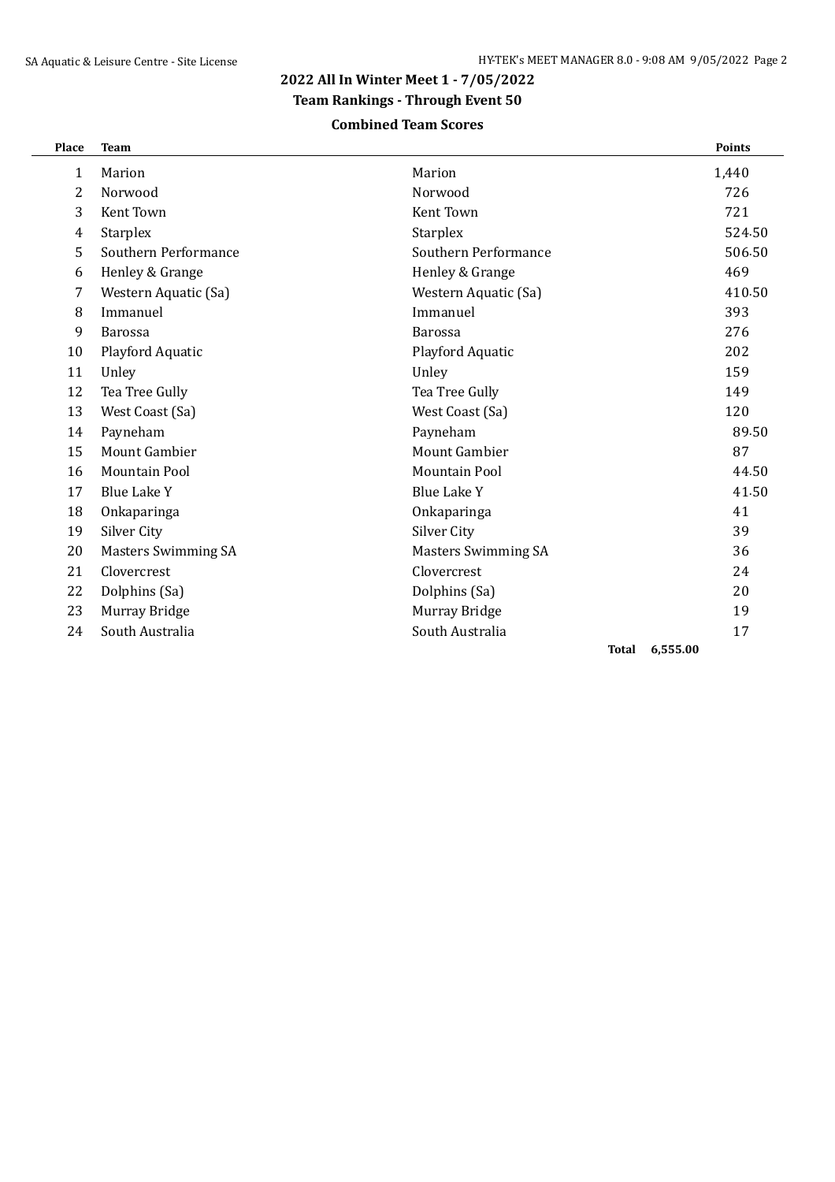## 2022 All In Winter Meet 1 - 7/05/2022

### Team Rankings - Through Event 50

### Combined Team Scores

| Place | Team | | Points |
|---|---|---|---|
| 1 | Marion | Marion | 1,440 |
| 2 | Norwood | Norwood | 726 |
| 3 | Kent Town | Kent Town | 721 |
| 4 | Starplex | Starplex | 524.50 |
| 5 | Southern Performance | Southern Performance | 506.50 |
| 6 | Henley & Grange | Henley & Grange | 469 |
| 7 | Western Aquatic (Sa) | Western Aquatic (Sa) | 410.50 |
| 8 | Immanuel | Immanuel | 393 |
| 9 | Barossa | Barossa | 276 |
| 10 | Playford Aquatic | Playford Aquatic | 202 |
| 11 | Unley | Unley | 159 |
| 12 | Tea Tree Gully | Tea Tree Gully | 149 |
| 13 | West Coast (Sa) | West Coast (Sa) | 120 |
| 14 | Payneham | Payneham | 89.50 |
| 15 | Mount Gambier | Mount Gambier | 87 |
| 16 | Mountain Pool | Mountain Pool | 44.50 |
| 17 | Blue Lake Y | Blue Lake Y | 41.50 |
| 18 | Onkaparinga | Onkaparinga | 41 |
| 19 | Silver City | Silver City | 39 |
| 20 | Masters Swimming SA | Masters Swimming SA | 36 |
| 21 | Clovercrest | Clovercrest | 24 |
| 22 | Dolphins (Sa) | Dolphins (Sa) | 20 |
| 23 | Murray Bridge | Murray Bridge | 19 |
| 24 | South Australia | South Australia | 17 |
| | | **Total** | **6,555.00** |